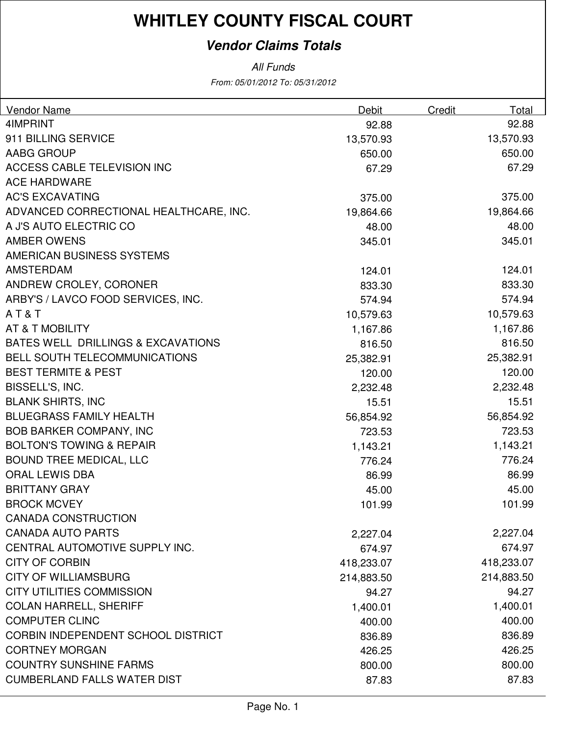# WHITLEY COUNTY FISCAL COURT

## *Vendor Claims Totals*

*All Funds*

*From: 05/01/2012 To: 05/31/2012*

| Vendor Name | Debit | Credit | Total |
|---|---|---|---|
| 4IMPRINT | 92.88 | | 92.88 |
| 911 BILLING SERVICE | 13,570.93 | | 13,570.93 |
| AABG GROUP | 650.00 | | 650.00 |
| ACCESS CABLE TELEVISION INC | 67.29 | | 67.29 |
| ACE HARDWARE | | | |
| AC'S EXCAVATING | 375.00 | | 375.00 |
| ADVANCED CORRECTIONAL HEALTHCARE, INC. | 19,864.66 | | 19,864.66 |
| A J'S AUTO ELECTRIC CO | 48.00 | | 48.00 |
| AMBER OWENS | 345.01 | | 345.01 |
| AMERICAN BUSINESS SYSTEMS | | | |
| AMSTERDAM | 124.01 | | 124.01 |
| ANDREW CROLEY, CORONER | 833.30 | | 833.30 |
| ARBY'S / LAVCO FOOD SERVICES, INC. | 574.94 | | 574.94 |
| A T & T | 10,579.63 | | 10,579.63 |
| AT & T MOBILITY | 1,167.86 | | 1,167.86 |
| BATES WELL DRILLINGS & EXCAVATIONS | 816.50 | | 816.50 |
| BELL SOUTH TELECOMMUNICATIONS | 25,382.91 | | 25,382.91 |
| BEST TERMITE & PEST | 120.00 | | 120.00 |
| BISSELL'S, INC. | 2,232.48 | | 2,232.48 |
| BLANK SHIRTS, INC | 15.51 | | 15.51 |
| BLUEGRASS FAMILY HEALTH | 56,854.92 | | 56,854.92 |
| BOB BARKER COMPANY, INC | 723.53 | | 723.53 |
| BOLTON'S TOWING & REPAIR | 1,143.21 | | 1,143.21 |
| BOUND TREE MEDICAL, LLC | 776.24 | | 776.24 |
| ORAL LEWIS DBA | 86.99 | | 86.99 |
| BRITTANY GRAY | 45.00 | | 45.00 |
| BROCK MCVEY | 101.99 | | 101.99 |
| CANADA CONSTRUCTION | | | |
| CANADA AUTO PARTS | 2,227.04 | | 2,227.04 |
| CENTRAL AUTOMOTIVE SUPPLY INC. | 674.97 | | 674.97 |
| CITY OF CORBIN | 418,233.07 | | 418,233.07 |
| CITY OF WILLIAMSBURG | 214,883.50 | | 214,883.50 |
| CITY UTILITIES COMMISSION | 94.27 | | 94.27 |
| COLAN HARRELL, SHERIFF | 1,400.01 | | 1,400.01 |
| COMPUTER CLINC | 400.00 | | 400.00 |
| CORBIN INDEPENDENT SCHOOL DISTRICT | 836.89 | | 836.89 |
| CORTNEY MORGAN | 426.25 | | 426.25 |
| COUNTRY SUNSHINE FARMS | 800.00 | | 800.00 |
| CUMBERLAND FALLS WATER DIST | 87.83 | | 87.83 |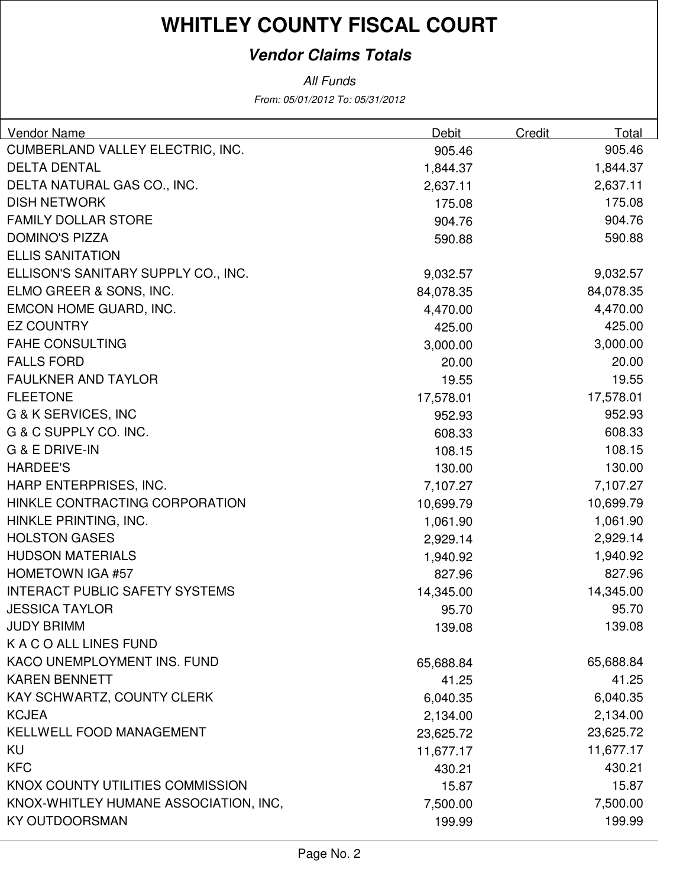# WHITLEY COUNTY FISCAL COURT

## *Vendor Claims Totals*

*All Funds*

*From: 05/01/2012 To: 05/31/2012*

| Vendor Name | Debit | Credit | Total |
|---|---|---|---|
| CUMBERLAND VALLEY ELECTRIC, INC. | 905.46 | | 905.46 |
| DELTA DENTAL | 1,844.37 | | 1,844.37 |
| DELTA NATURAL GAS CO., INC. | 2,637.11 | | 2,637.11 |
| DISH NETWORK | 175.08 | | 175.08 |
| FAMILY DOLLAR STORE | 904.76 | | 904.76 |
| DOMINO'S PIZZA | 590.88 | | 590.88 |
| ELLIS SANITATION | | | |
| ELLISON'S SANITARY SUPPLY CO., INC. | 9,032.57 | | 9,032.57 |
| ELMO GREER & SONS, INC. | 84,078.35 | | 84,078.35 |
| EMCON HOME GUARD, INC. | 4,470.00 | | 4,470.00 |
| EZ COUNTRY | 425.00 | | 425.00 |
| FAHE CONSULTING | 3,000.00 | | 3,000.00 |
| FALLS FORD | 20.00 | | 20.00 |
| FAULKNER AND TAYLOR | 19.55 | | 19.55 |
| FLEETONE | 17,578.01 | | 17,578.01 |
| G & K SERVICES, INC | 952.93 | | 952.93 |
| G & C SUPPLY CO. INC. | 608.33 | | 608.33 |
| G & E DRIVE-IN | 108.15 | | 108.15 |
| HARDEE'S | 130.00 | | 130.00 |
| HARP ENTERPRISES, INC. | 7,107.27 | | 7,107.27 |
| HINKLE CONTRACTING CORPORATION | 10,699.79 | | 10,699.79 |
| HINKLE PRINTING, INC. | 1,061.90 | | 1,061.90 |
| HOLSTON GASES | 2,929.14 | | 2,929.14 |
| HUDSON MATERIALS | 1,940.92 | | 1,940.92 |
| HOMETOWN IGA #57 | 827.96 | | 827.96 |
| INTERACT PUBLIC SAFETY SYSTEMS | 14,345.00 | | 14,345.00 |
| JESSICA TAYLOR | 95.70 | | 95.70 |
| JUDY BRIMM | 139.08 | | 139.08 |
| K A C O ALL LINES FUND | | | |
| KACO UNEMPLOYMENT INS. FUND | 65,688.84 | | 65,688.84 |
| KAREN BENNETT | 41.25 | | 41.25 |
| KAY SCHWARTZ, COUNTY CLERK | 6,040.35 | | 6,040.35 |
| KCJEA | 2,134.00 | | 2,134.00 |
| KELLWELL FOOD MANAGEMENT | 23,625.72 | | 23,625.72 |
| KU | 11,677.17 | | 11,677.17 |
| KFC | 430.21 | | 430.21 |
| KNOX COUNTY UTILITIES COMMISSION | 15.87 | | 15.87 |
| KNOX-WHITLEY HUMANE ASSOCIATION, INC, | 7,500.00 | | 7,500.00 |
| KY OUTDOORSMAN | 199.99 | | 199.99 |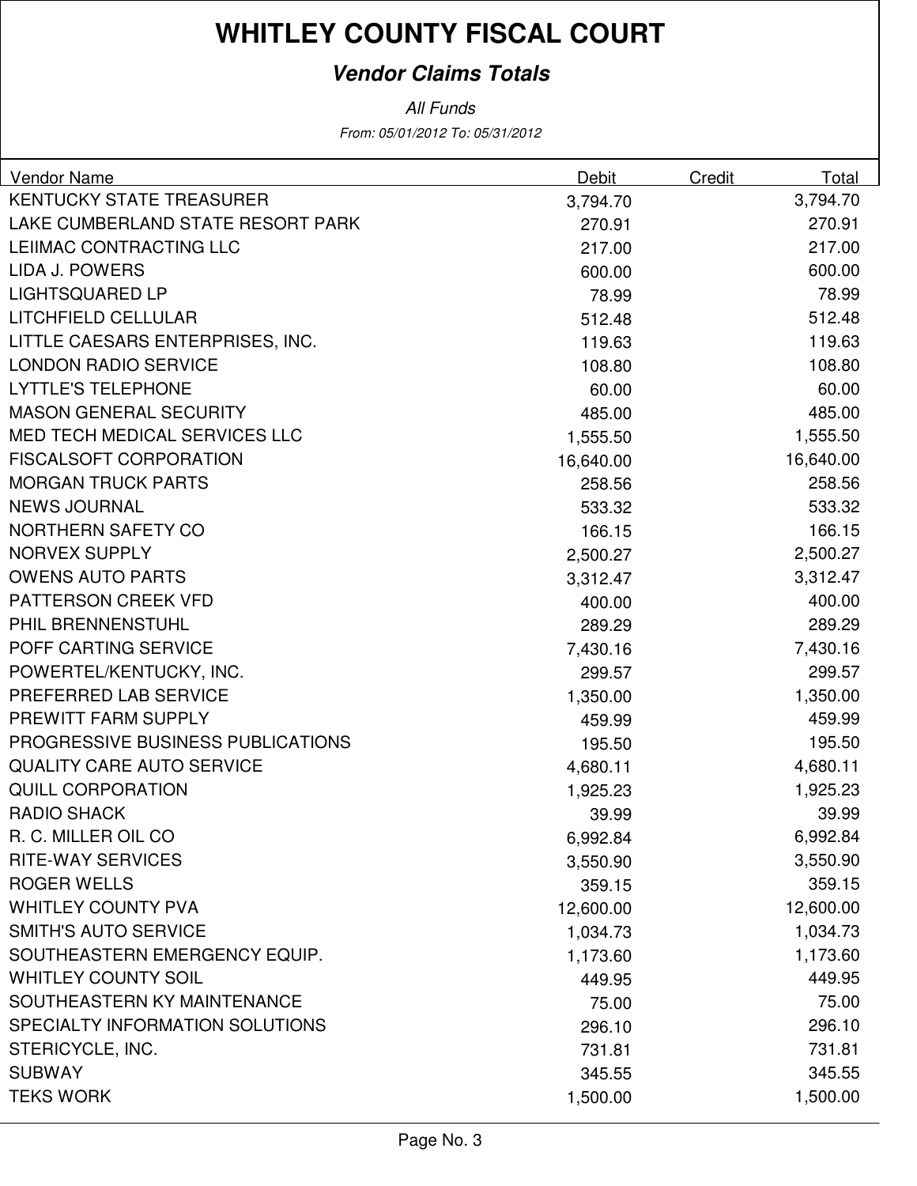# WHITLEY COUNTY FISCAL COURT

## *Vendor Claims Totals*

*All Funds*

*From: 05/01/2012 To: 05/31/2012*

| Vendor Name | Debit | Credit | Total |
|---|---|---|---|
| KENTUCKY STATE TREASURER | 3,794.70 | | 3,794.70 |
| LAKE CUMBERLAND STATE RESORT PARK | 270.91 | | 270.91 |
| LEIIMAC CONTRACTING LLC | 217.00 | | 217.00 |
| LIDA J. POWERS | 600.00 | | 600.00 |
| LIGHTSQUARED LP | 78.99 | | 78.99 |
| LITCHFIELD CELLULAR | 512.48 | | 512.48 |
| LITTLE CAESARS ENTERPRISES, INC. | 119.63 | | 119.63 |
| LONDON RADIO SERVICE | 108.80 | | 108.80 |
| LYTTLE'S TELEPHONE | 60.00 | | 60.00 |
| MASON GENERAL SECURITY | 485.00 | | 485.00 |
| MED TECH MEDICAL SERVICES LLC | 1,555.50 | | 1,555.50 |
| FISCALSOFT CORPORATION | 16,640.00 | | 16,640.00 |
| MORGAN TRUCK PARTS | 258.56 | | 258.56 |
| NEWS JOURNAL | 533.32 | | 533.32 |
| NORTHERN SAFETY CO | 166.15 | | 166.15 |
| NORVEX SUPPLY | 2,500.27 | | 2,500.27 |
| OWENS AUTO PARTS | 3,312.47 | | 3,312.47 |
| PATTERSON CREEK VFD | 400.00 | | 400.00 |
| PHIL BRENNENSTUHL | 289.29 | | 289.29 |
| POFF CARTING SERVICE | 7,430.16 | | 7,430.16 |
| POWERTEL/KENTUCKY, INC. | 299.57 | | 299.57 |
| PREFERRED LAB SERVICE | 1,350.00 | | 1,350.00 |
| PREWITT FARM SUPPLY | 459.99 | | 459.99 |
| PROGRESSIVE BUSINESS PUBLICATIONS | 195.50 | | 195.50 |
| QUALITY CARE AUTO SERVICE | 4,680.11 | | 4,680.11 |
| QUILL CORPORATION | 1,925.23 | | 1,925.23 |
| RADIO SHACK | 39.99 | | 39.99 |
| R. C. MILLER OIL CO | 6,992.84 | | 6,992.84 |
| RITE-WAY SERVICES | 3,550.90 | | 3,550.90 |
| ROGER WELLS | 359.15 | | 359.15 |
| WHITLEY COUNTY PVA | 12,600.00 | | 12,600.00 |
| SMITH'S AUTO SERVICE | 1,034.73 | | 1,034.73 |
| SOUTHEASTERN EMERGENCY EQUIP. | 1,173.60 | | 1,173.60 |
| WHITLEY COUNTY SOIL | 449.95 | | 449.95 |
| SOUTHEASTERN KY MAINTENANCE | 75.00 | | 75.00 |
| SPECIALTY INFORMATION SOLUTIONS | 296.10 | | 296.10 |
| STERICYCLE, INC. | 731.81 | | 731.81 |
| SUBWAY | 345.55 | | 345.55 |
| TEKS WORK | 1,500.00 | | 1,500.00 |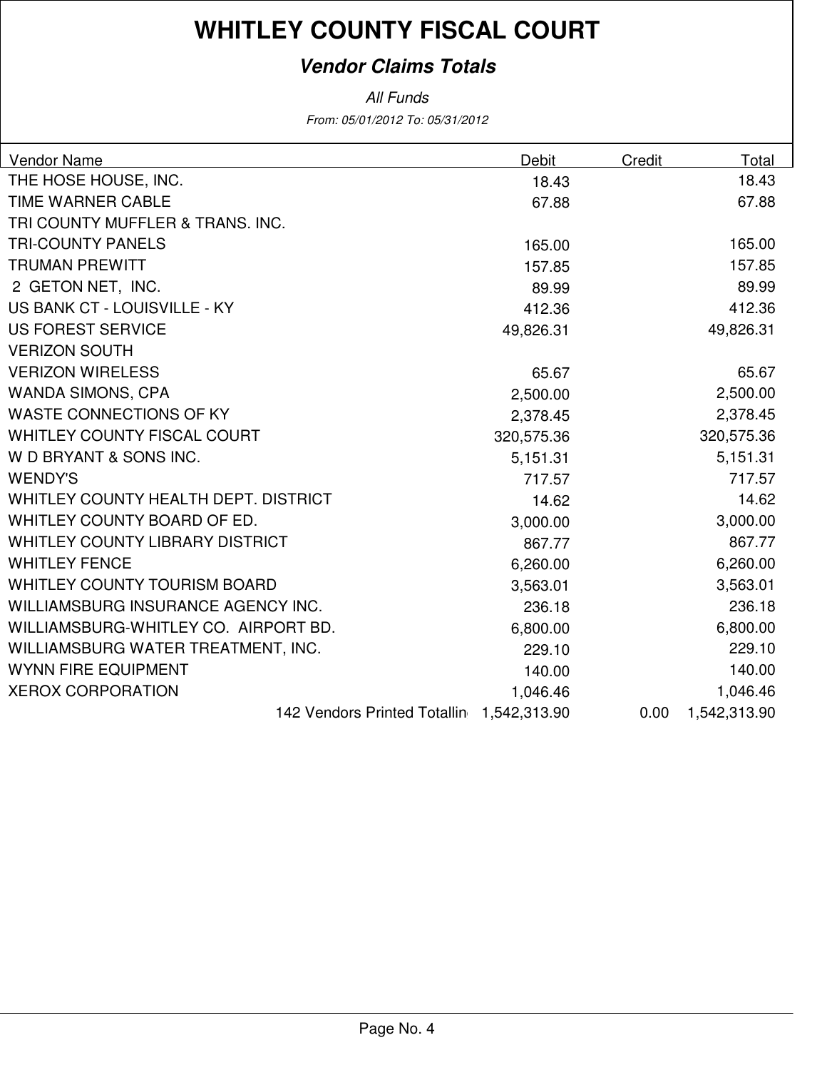# WHITLEY COUNTY FISCAL COURT

## *Vendor Claims Totals*

*All Funds*

*From: 05/01/2012 To: 05/31/2012*

| Vendor Name | Debit | Credit | Total |
|---|---|---|---|
| THE HOSE HOUSE, INC. | 18.43 | | 18.43 |
| TIME WARNER CABLE | 67.88 | | 67.88 |
| TRI COUNTY MUFFLER & TRANS. INC. | | | |
| TRI-COUNTY PANELS | 165.00 | | 165.00 |
| TRUMAN PREWITT | 157.85 | | 157.85 |
| 2 GETON NET, INC. | 89.99 | | 89.99 |
| US BANK CT - LOUISVILLE - KY | 412.36 | | 412.36 |
| US FOREST SERVICE | 49,826.31 | | 49,826.31 |
| VERIZON SOUTH | | | |
| VERIZON WIRELESS | 65.67 | | 65.67 |
| WANDA SIMONS, CPA | 2,500.00 | | 2,500.00 |
| WASTE CONNECTIONS OF KY | 2,378.45 | | 2,378.45 |
| WHITLEY COUNTY FISCAL COURT | 320,575.36 | | 320,575.36 |
| W D BRYANT & SONS INC. | 5,151.31 | | 5,151.31 |
| WENDY'S | 717.57 | | 717.57 |
| WHITLEY COUNTY HEALTH DEPT. DISTRICT | 14.62 | | 14.62 |
| WHITLEY COUNTY BOARD OF ED. | 3,000.00 | | 3,000.00 |
| WHITLEY COUNTY LIBRARY DISTRICT | 867.77 | | 867.77 |
| WHITLEY FENCE | 6,260.00 | | 6,260.00 |
| WHITLEY COUNTY TOURISM BOARD | 3,563.01 | | 3,563.01 |
| WILLIAMSBURG INSURANCE AGENCY INC. | 236.18 | | 236.18 |
| WILLIAMSBURG-WHITLEY CO. AIRPORT BD. | 6,800.00 | | 6,800.00 |
| WILLIAMSBURG WATER TREATMENT, INC. | 229.10 | | 229.10 |
| WYNN FIRE EQUIPMENT | 140.00 | | 140.00 |
| XEROX CORPORATION | 1,046.46 | | 1,046.46 |
| 142 Vendors Printed Totallin | 1,542,313.90 | 0.00 | 1,542,313.90 |